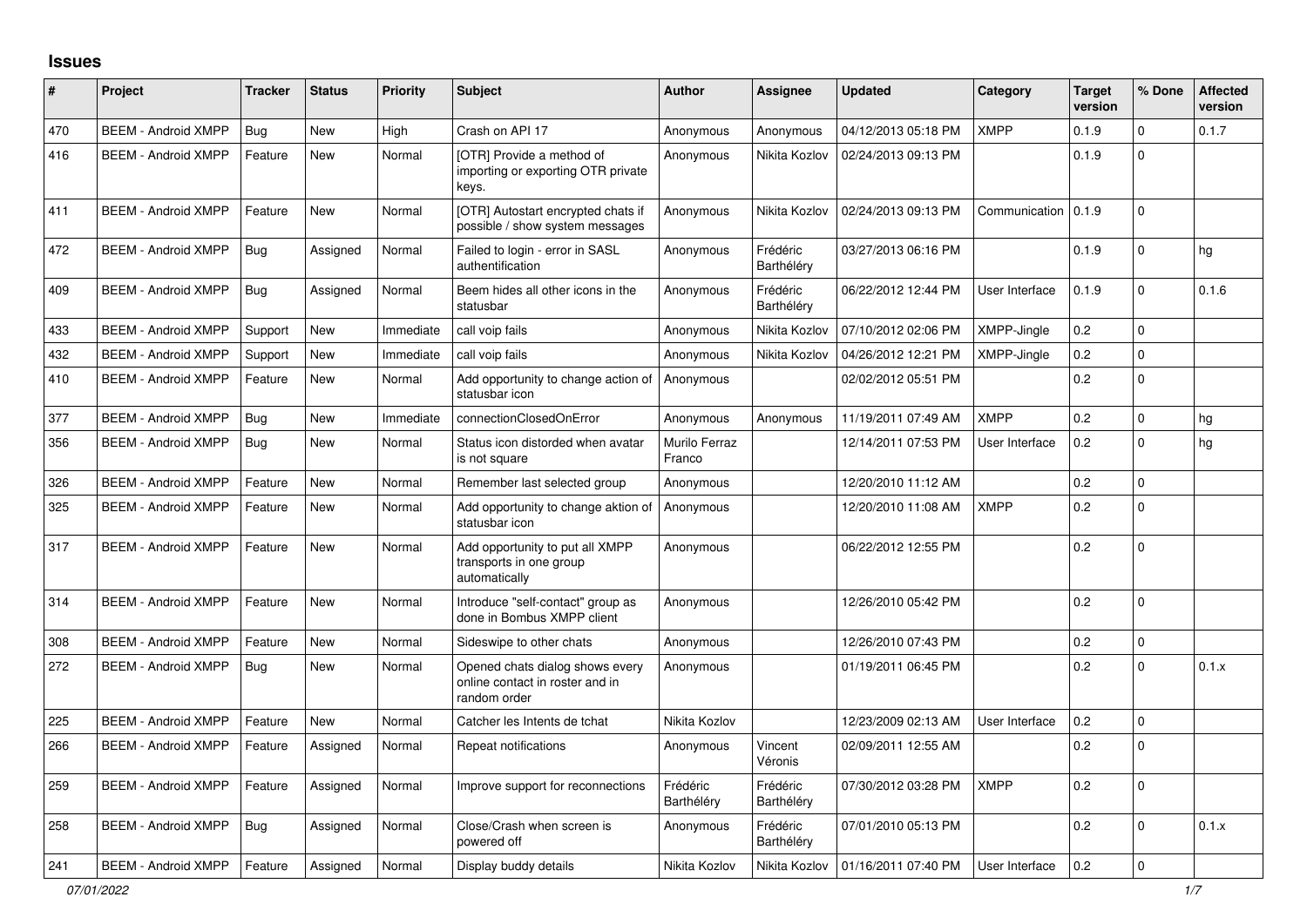# Issues

| # | Project | Tracker | Status | Priority | Subject | Author | Assignee | Updated | Category | Target version | % Done | Affected version |
|---|---|---|---|---|---|---|---|---|---|---|---|---|
| 470 | BEEM - Android XMPP | Bug | New | High | Crash on API 17 | Anonymous | Anonymous | 04/12/2013 05:18 PM | XMPP | 0.1.9 | 0 | 0.1.7 |
| 416 | BEEM - Android XMPP | Feature | New | Normal | [OTR] Provide a method of importing or exporting OTR private keys. | Anonymous | Nikita Kozlov | 02/24/2013 09:13 PM | | 0.1.9 | 0 | |
| 411 | BEEM - Android XMPP | Feature | New | Normal | [OTR] Autostart encrypted chats if possible / show system messages | Anonymous | Nikita Kozlov | 02/24/2013 09:13 PM | Communication | 0.1.9 | 0 | |
| 472 | BEEM - Android XMPP | Bug | Assigned | Normal | Failed to login - error in SASL authentification | Anonymous | Frédéric Barthéléry | 03/27/2013 06:16 PM | | 0.1.9 | 0 | hg |
| 409 | BEEM - Android XMPP | Bug | Assigned | Normal | Beem hides all other icons in the statusbar | Anonymous | Frédéric Barthéléry | 06/22/2012 12:44 PM | User Interface | 0.1.9 | 0 | 0.1.6 |
| 433 | BEEM - Android XMPP | Support | New | Immediate | call voip fails | Anonymous | Nikita Kozlov | 07/10/2012 02:06 PM | XMPP-Jingle | 0.2 | 0 | |
| 432 | BEEM - Android XMPP | Support | New | Immediate | call voip fails | Anonymous | Nikita Kozlov | 04/26/2012 12:21 PM | XMPP-Jingle | 0.2 | 0 | |
| 410 | BEEM - Android XMPP | Feature | New | Normal | Add opportunity to change action of statusbar icon | Anonymous | | 02/02/2012 05:51 PM | | 0.2 | 0 | |
| 377 | BEEM - Android XMPP | Bug | New | Immediate | connectionClosedOnError | Anonymous | Anonymous | 11/19/2011 07:49 AM | XMPP | 0.2 | 0 | hg |
| 356 | BEEM - Android XMPP | Bug | New | Normal | Status icon distorded when avatar is not square | Murilo Ferraz Franco | | 12/14/2011 07:53 PM | User Interface | 0.2 | 0 | hg |
| 326 | BEEM - Android XMPP | Feature | New | Normal | Remember last selected group | Anonymous | | 12/20/2010 11:12 AM | | 0.2 | 0 | |
| 325 | BEEM - Android XMPP | Feature | New | Normal | Add opportunity to change aktion of statusbar icon | Anonymous | | 12/20/2010 11:08 AM | XMPP | 0.2 | 0 | |
| 317 | BEEM - Android XMPP | Feature | New | Normal | Add opportunity to put all XMPP transports in one group automatically | Anonymous | | 06/22/2012 12:55 PM | | 0.2 | 0 | |
| 314 | BEEM - Android XMPP | Feature | New | Normal | Introduce "self-contact" group as done in Bombus XMPP client | Anonymous | | 12/26/2010 05:42 PM | | 0.2 | 0 | |
| 308 | BEEM - Android XMPP | Feature | New | Normal | Sideswipe to other chats | Anonymous | | 12/26/2010 07:43 PM | | 0.2 | 0 | |
| 272 | BEEM - Android XMPP | Bug | New | Normal | Opened chats dialog shows every online contact in roster and in random order | Anonymous | | 01/19/2011 06:45 PM | | 0.2 | 0 | 0.1.x |
| 225 | BEEM - Android XMPP | Feature | New | Normal | Catcher les Intents de tchat | Nikita Kozlov | | 12/23/2009 02:13 AM | User Interface | 0.2 | 0 | |
| 266 | BEEM - Android XMPP | Feature | Assigned | Normal | Repeat notifications | Anonymous | Vincent Véronis | 02/09/2011 12:55 AM | | 0.2 | 0 | |
| 259 | BEEM - Android XMPP | Feature | Assigned | Normal | Improve support for reconnections | Frédéric Barthéléry | Frédéric Barthéléry | 07/30/2012 03:28 PM | XMPP | 0.2 | 0 | |
| 258 | BEEM - Android XMPP | Bug | Assigned | Normal | Close/Crash when screen is powered off | Anonymous | Frédéric Barthéléry | 07/01/2010 05:13 PM | | 0.2 | 0 | 0.1.x |
| 241 | BEEM - Android XMPP | Feature | Assigned | Normal | Display buddy details | Nikita Kozlov | Nikita Kozlov | 01/16/2011 07:40 PM | User Interface | 0.2 | 0 | |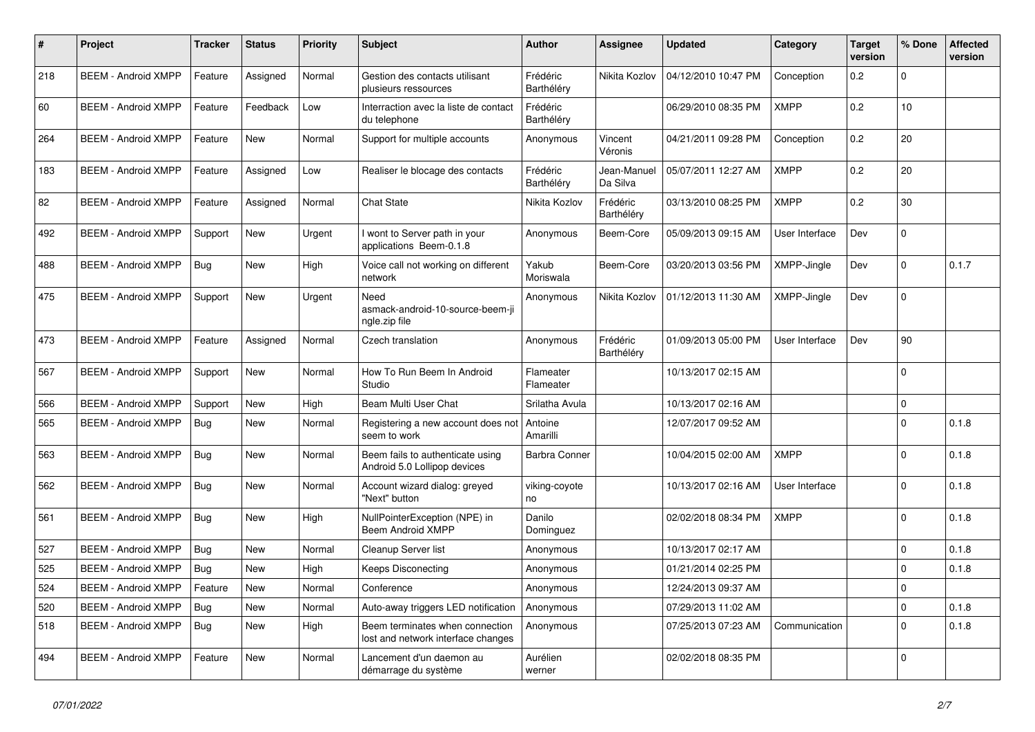| # | Project | Tracker | Status | Priority | Subject | Author | Assignee | Updated | Category | Target version | % Done | Affected version |
|---|---|---|---|---|---|---|---|---|---|---|---|---|
| 218 | BEEM - Android XMPP | Feature | Assigned | Normal | Gestion des contacts utilisant plusieurs ressources | Frédéric Barthéléry | Nikita Kozlov | 04/12/2010 10:47 PM | Conception | 0.2 | 0 | |
| 60 | BEEM - Android XMPP | Feature | Feedback | Low | Interraction avec la liste de contact du telephone | Frédéric Barthéléry | | 06/29/2010 08:35 PM | XMPP | 0.2 | 10 | |
| 264 | BEEM - Android XMPP | Feature | New | Normal | Support for multiple accounts | Anonymous | Vincent Véronis | 04/21/2011 09:28 PM | Conception | 0.2 | 20 | |
| 183 | BEEM - Android XMPP | Feature | Assigned | Low | Realiser le blocage des contacts | Frédéric Barthéléry | Jean-Manuel Da Silva | 05/07/2011 12:27 AM | XMPP | 0.2 | 20 | |
| 82 | BEEM - Android XMPP | Feature | Assigned | Normal | Chat State | Nikita Kozlov | Frédéric Barthéléry | 03/13/2010 08:25 PM | XMPP | 0.2 | 30 | |
| 492 | BEEM - Android XMPP | Support | New | Urgent | I wont to Server path in your applications Beem-0.1.8 | Anonymous | Beem-Core | 05/09/2013 09:15 AM | User Interface | Dev | 0 | |
| 488 | BEEM - Android XMPP | Bug | New | High | Voice call not working on different network | Yakub Moriswala | Beem-Core | 03/20/2013 03:56 PM | XMPP-Jingle | Dev | 0 | 0.1.7 |
| 475 | BEEM - Android XMPP | Support | New | Urgent | Need asmack-android-10-source-beem-jingle.zip file | Anonymous | Nikita Kozlov | 01/12/2013 11:30 AM | XMPP-Jingle | Dev | 0 | |
| 473 | BEEM - Android XMPP | Feature | Assigned | Normal | Czech translation | Anonymous | Frédéric Barthéléry | 01/09/2013 05:00 PM | User Interface | Dev | 90 | |
| 567 | BEEM - Android XMPP | Support | New | Normal | How To Run Beem In Android Studio | Flameater Flameater | | 10/13/2017 02:15 AM | | | 0 | |
| 566 | BEEM - Android XMPP | Support | New | High | Beam Multi User Chat | Srilatha Avula | | 10/13/2017 02:16 AM | | | 0 | |
| 565 | BEEM - Android XMPP | Bug | New | Normal | Registering a new account does not seem to work | Antoine Amarilli | | 12/07/2017 09:52 AM | | | 0 | 0.1.8 |
| 563 | BEEM - Android XMPP | Bug | New | Normal | Beem fails to authenticate using Android 5.0 Lollipop devices | Barbra Conner | | 10/04/2015 02:00 AM | XMPP | | 0 | 0.1.8 |
| 562 | BEEM - Android XMPP | Bug | New | Normal | Account wizard dialog: greyed "Next" button | viking-coyote no | | 10/13/2017 02:16 AM | User Interface | | 0 | 0.1.8 |
| 561 | BEEM - Android XMPP | Bug | New | High | NullPointerException (NPE) in Beem Android XMPP | Danilo Dominguez | | 02/02/2018 08:34 PM | XMPP | | 0 | 0.1.8 |
| 527 | BEEM - Android XMPP | Bug | New | Normal | Cleanup Server list | Anonymous | | 10/13/2017 02:17 AM | | | 0 | 0.1.8 |
| 525 | BEEM - Android XMPP | Bug | New | High | Keeps Disconecting | Anonymous | | 01/21/2014 02:25 PM | | | 0 | 0.1.8 |
| 524 | BEEM - Android XMPP | Feature | New | Normal | Conference | Anonymous | | 12/24/2013 09:37 AM | | | 0 | |
| 520 | BEEM - Android XMPP | Bug | New | Normal | Auto-away triggers LED notification | Anonymous | | 07/29/2013 11:02 AM | | | 0 | 0.1.8 |
| 518 | BEEM - Android XMPP | Bug | New | High | Beem terminates when connection lost and network interface changes | Anonymous | | 07/25/2013 07:23 AM | Communication | | 0 | 0.1.8 |
| 494 | BEEM - Android XMPP | Feature | New | Normal | Lancement d'un daemon au démarrage du système | Aurélien werner | | 02/02/2018 08:35 PM | | | 0 | |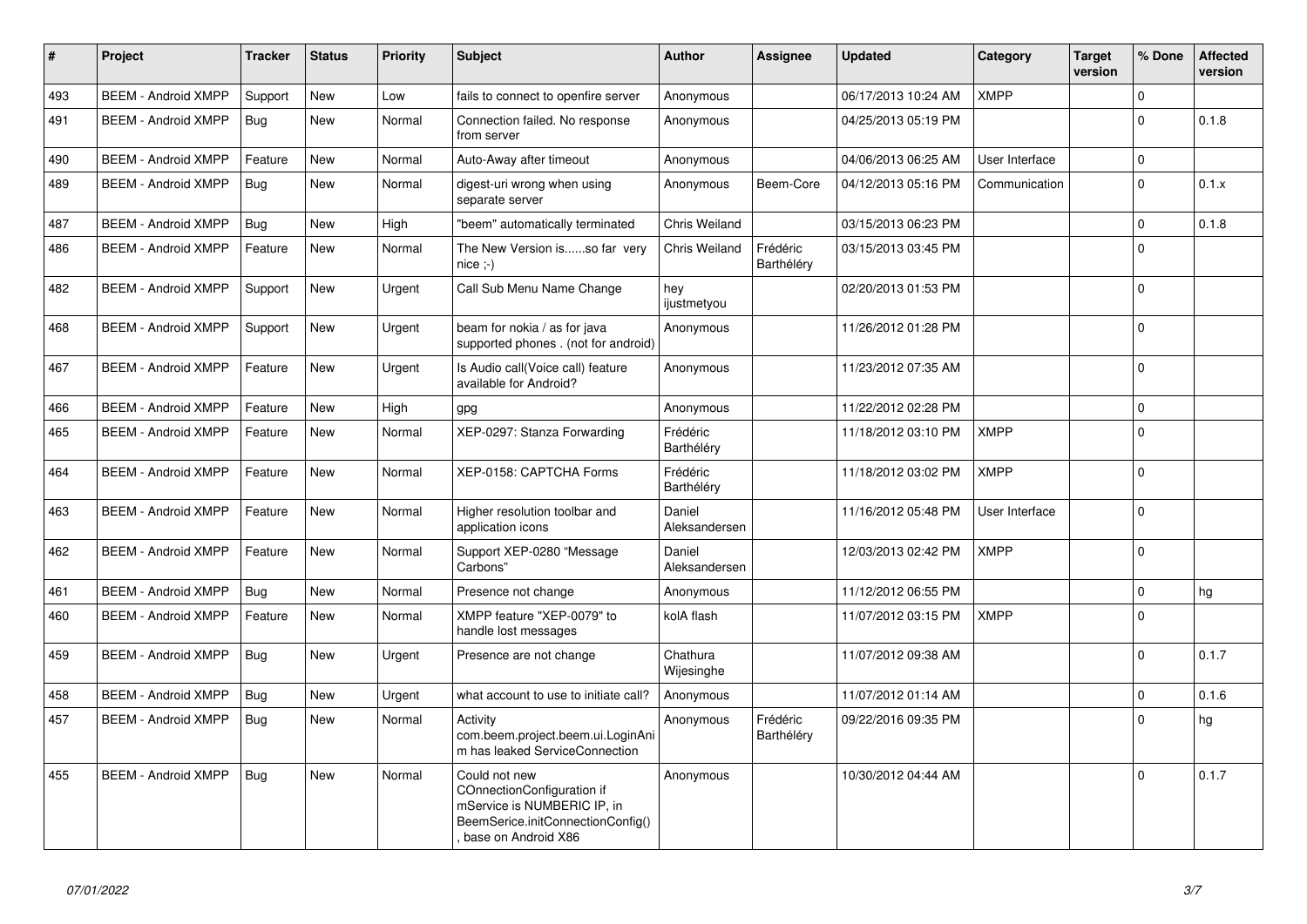| # | Project | Tracker | Status | Priority | Subject | Author | Assignee | Updated | Category | Target version | % Done | Affected version |
|---|---|---|---|---|---|---|---|---|---|---|---|---|
| 493 | BEEM - Android XMPP | Support | New | Low | fails to connect to openfire server | Anonymous | | 06/17/2013 10:24 AM | XMPP | | 0 | |
| 491 | BEEM - Android XMPP | Bug | New | Normal | Connection failed. No response from server | Anonymous | | 04/25/2013 05:19 PM | | | 0 | 0.1.8 |
| 490 | BEEM - Android XMPP | Feature | New | Normal | Auto-Away after timeout | Anonymous | | 04/06/2013 06:25 AM | User Interface | | 0 | |
| 489 | BEEM - Android XMPP | Bug | New | Normal | digest-uri wrong when using separate server | Anonymous | Beem-Core | 04/12/2013 05:16 PM | Communication | | 0 | 0.1.x |
| 487 | BEEM - Android XMPP | Bug | New | High | "beem" automatically terminated | Chris Weiland | | 03/15/2013 06:23 PM | | | 0 | 0.1.8 |
| 486 | BEEM - Android XMPP | Feature | New | Normal | The New Version is......so far very nice ;-) | Chris Weiland | Frédéric Barthéléry | 03/15/2013 03:45 PM | | | 0 | |
| 482 | BEEM - Android XMPP | Support | New | Urgent | Call Sub Menu Name Change | hey ijustmetyou | | 02/20/2013 01:53 PM | | | 0 | |
| 468 | BEEM - Android XMPP | Support | New | Urgent | beam for nokia / as for java supported phones . (not for android) | Anonymous | | 11/26/2012 01:28 PM | | | 0 | |
| 467 | BEEM - Android XMPP | Feature | New | Urgent | Is Audio call(Voice call) feature available for Android? | Anonymous | | 11/23/2012 07:35 AM | | | 0 | |
| 466 | BEEM - Android XMPP | Feature | New | High | gpg | Anonymous | | 11/22/2012 02:28 PM | | | 0 | |
| 465 | BEEM - Android XMPP | Feature | New | Normal | XEP-0297: Stanza Forwarding | Frédéric Barthéléry | | 11/18/2012 03:10 PM | XMPP | | 0 | |
| 464 | BEEM - Android XMPP | Feature | New | Normal | XEP-0158: CAPTCHA Forms | Frédéric Barthéléry | | 11/18/2012 03:02 PM | XMPP | | 0 | |
| 463 | BEEM - Android XMPP | Feature | New | Normal | Higher resolution toolbar and application icons | Daniel Aleksandersen | | 11/16/2012 05:48 PM | User Interface | | 0 | |
| 462 | BEEM - Android XMPP | Feature | New | Normal | Support XEP-0280 "Message Carbons" | Daniel Aleksandersen | | 12/03/2013 02:42 PM | XMPP | | 0 | |
| 461 | BEEM - Android XMPP | Bug | New | Normal | Presence not change | Anonymous | | 11/12/2012 06:55 PM | | | 0 | hg |
| 460 | BEEM - Android XMPP | Feature | New | Normal | XMPP feature "XEP-0079" to handle lost messages | kolA flash | | 11/07/2012 03:15 PM | XMPP | | 0 | |
| 459 | BEEM - Android XMPP | Bug | New | Urgent | Presence are not change | Chathura Wijesinghe | | 11/07/2012 09:38 AM | | | 0 | 0.1.7 |
| 458 | BEEM - Android XMPP | Bug | New | Urgent | what account to use to initiate call? | Anonymous | | 11/07/2012 01:14 AM | | | 0 | 0.1.6 |
| 457 | BEEM - Android XMPP | Bug | New | Normal | Activity com.beem.project.beem.ui.LoginAnim has leaked ServiceConnection | Anonymous | Frédéric Barthéléry | 09/22/2016 09:35 PM | | | 0 | hg |
| 455 | BEEM - Android XMPP | Bug | New | Normal | Could not new COnnectionConfiguration if mService is NUMBERIC IP, in BeemSerice.initConnectionConfig() , base on Android X86 | Anonymous | | 10/30/2012 04:44 AM | | | 0 | 0.1.7 |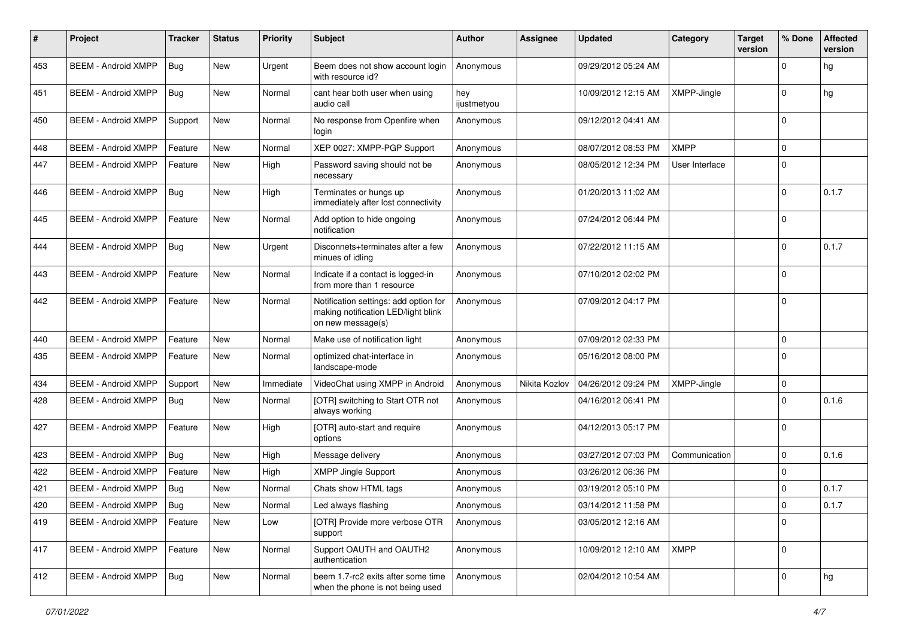| # | Project | Tracker | Status | Priority | Subject | Author | Assignee | Updated | Category | Target version | % Done | Affected version |
|---|---|---|---|---|---|---|---|---|---|---|---|---|
| 453 | BEEM - Android XMPP | Bug | New | Urgent | Beem does not show account login with resource id? | Anonymous | | 09/29/2012 05:24 AM | | | 0 | hg |
| 451 | BEEM - Android XMPP | Bug | New | Normal | cant hear both user when using audio call | hey ijustmetyou | | 10/09/2012 12:15 AM | XMPP-Jingle | | 0 | hg |
| 450 | BEEM - Android XMPP | Support | New | Normal | No response from Openfire when login | Anonymous | | 09/12/2012 04:41 AM | | | 0 | |
| 448 | BEEM - Android XMPP | Feature | New | Normal | XEP 0027: XMPP-PGP Support | Anonymous | | 08/07/2012 08:53 PM | XMPP | | 0 | |
| 447 | BEEM - Android XMPP | Feature | New | High | Password saving should not be necessary | Anonymous | | 08/05/2012 12:34 PM | User Interface | | 0 | |
| 446 | BEEM - Android XMPP | Bug | New | High | Terminates or hungs up immediately after lost connectivity | Anonymous | | 01/20/2013 11:02 AM | | | 0 | 0.1.7 |
| 445 | BEEM - Android XMPP | Feature | New | Normal | Add option to hide ongoing notification | Anonymous | | 07/24/2012 06:44 PM | | | 0 | |
| 444 | BEEM - Android XMPP | Bug | New | Urgent | Disconnets+terminates after a few minues of idling | Anonymous | | 07/22/2012 11:15 AM | | | 0 | 0.1.7 |
| 443 | BEEM - Android XMPP | Feature | New | Normal | Indicate if a contact is logged-in from more than 1 resource | Anonymous | | 07/10/2012 02:02 PM | | | 0 | |
| 442 | BEEM - Android XMPP | Feature | New | Normal | Notification settings: add option for making notification LED/light blink on new message(s) | Anonymous | | 07/09/2012 04:17 PM | | | 0 | |
| 440 | BEEM - Android XMPP | Feature | New | Normal | Make use of notification light | Anonymous | | 07/09/2012 02:33 PM | | | 0 | |
| 435 | BEEM - Android XMPP | Feature | New | Normal | optimized chat-interface in landscape-mode | Anonymous | | 05/16/2012 08:00 PM | | | 0 | |
| 434 | BEEM - Android XMPP | Support | New | Immediate | VideoChat using XMPP in Android | Anonymous | Nikita Kozlov | 04/26/2012 09:24 PM | XMPP-Jingle | | 0 | |
| 428 | BEEM - Android XMPP | Bug | New | Normal | [OTR] switching to Start OTR not always working | Anonymous | | 04/16/2012 06:41 PM | | | 0 | 0.1.6 |
| 427 | BEEM - Android XMPP | Feature | New | High | [OTR] auto-start and require options | Anonymous | | 04/12/2013 05:17 PM | | | 0 | |
| 423 | BEEM - Android XMPP | Bug | New | High | Message delivery | Anonymous | | 03/27/2012 07:03 PM | Communication | | 0 | 0.1.6 |
| 422 | BEEM - Android XMPP | Feature | New | High | XMPP Jingle Support | Anonymous | | 03/26/2012 06:36 PM | | | 0 | |
| 421 | BEEM - Android XMPP | Bug | New | Normal | Chats show HTML tags | Anonymous | | 03/19/2012 05:10 PM | | | 0 | 0.1.7 |
| 420 | BEEM - Android XMPP | Bug | New | Normal | Led always flashing | Anonymous | | 03/14/2012 11:58 PM | | | 0 | 0.1.7 |
| 419 | BEEM - Android XMPP | Feature | New | Low | [OTR] Provide more verbose OTR support | Anonymous | | 03/05/2012 12:16 AM | | | 0 | |
| 417 | BEEM - Android XMPP | Feature | New | Normal | Support OAUTH and OAUTH2 authentication | Anonymous | | 10/09/2012 12:10 AM | XMPP | | 0 | |
| 412 | BEEM - Android XMPP | Bug | New | Normal | beem 1.7-rc2 exits after some time when the phone is not being used | Anonymous | | 02/04/2012 10:54 AM | | | 0 | hg |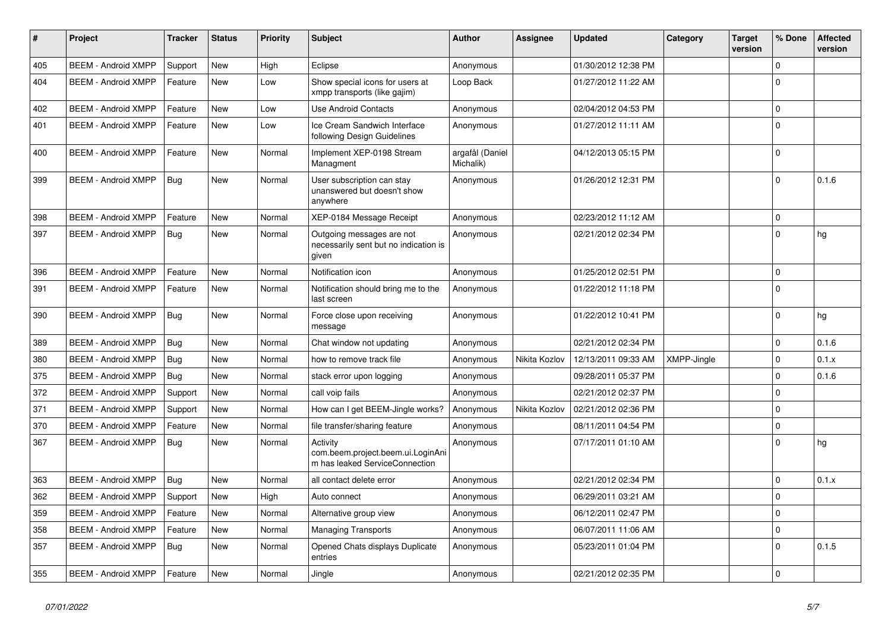| # | Project | Tracker | Status | Priority | Subject | Author | Assignee | Updated | Category | Target version | % Done | Affected version |
|---|---|---|---|---|---|---|---|---|---|---|---|---|
| 405 | BEEM - Android XMPP | Support | New | High | Eclipse | Anonymous | | 01/30/2012 12:38 PM | | | 0 | |
| 404 | BEEM - Android XMPP | Feature | New | Low | Show special icons for users at xmpp transports (like gajim) | Loop Back | | 01/27/2012 11:22 AM | | | 0 | |
| 402 | BEEM - Android XMPP | Feature | New | Low | Use Android Contacts | Anonymous | | 02/04/2012 04:53 PM | | | 0 | |
| 401 | BEEM - Android XMPP | Feature | New | Low | Ice Cream Sandwich Interface following Design Guidelines | Anonymous | | 01/27/2012 11:11 AM | | | 0 | |
| 400 | BEEM - Android XMPP | Feature | New | Normal | Implement XEP-0198 Stream Managment | argafål (Daniel Michalik) | | 04/12/2013 05:15 PM | | | 0 | |
| 399 | BEEM - Android XMPP | Bug | New | Normal | User subscription can stay unanswered but doesn't show anywhere | Anonymous | | 01/26/2012 12:31 PM | | | 0 | 0.1.6 |
| 398 | BEEM - Android XMPP | Feature | New | Normal | XEP-0184 Message Receipt | Anonymous | | 02/23/2012 11:12 AM | | | 0 | |
| 397 | BEEM - Android XMPP | Bug | New | Normal | Outgoing messages are not necessarily sent but no indication is given | Anonymous | | 02/21/2012 02:34 PM | | | 0 | hg |
| 396 | BEEM - Android XMPP | Feature | New | Normal | Notification icon | Anonymous | | 01/25/2012 02:51 PM | | | 0 | |
| 391 | BEEM - Android XMPP | Feature | New | Normal | Notification should bring me to the last screen | Anonymous | | 01/22/2012 11:18 PM | | | 0 | |
| 390 | BEEM - Android XMPP | Bug | New | Normal | Force close upon receiving message | Anonymous | | 01/22/2012 10:41 PM | | | 0 | hg |
| 389 | BEEM - Android XMPP | Bug | New | Normal | Chat window not updating | Anonymous | | 02/21/2012 02:34 PM | | | 0 | 0.1.6 |
| 380 | BEEM - Android XMPP | Bug | New | Normal | how to remove track file | Anonymous | Nikita Kozlov | 12/13/2011 09:33 AM | XMPP-Jingle | | 0 | 0.1.x |
| 375 | BEEM - Android XMPP | Bug | New | Normal | stack error upon logging | Anonymous | | 09/28/2011 05:37 PM | | | 0 | 0.1.6 |
| 372 | BEEM - Android XMPP | Support | New | Normal | call voip fails | Anonymous | | 02/21/2012 02:37 PM | | | 0 | |
| 371 | BEEM - Android XMPP | Support | New | Normal | How can I get BEEM-Jingle works? | Anonymous | Nikita Kozlov | 02/21/2012 02:36 PM | | | 0 | |
| 370 | BEEM - Android XMPP | Feature | New | Normal | file transfer/sharing feature | Anonymous | | 08/11/2011 04:54 PM | | | 0 | |
| 367 | BEEM - Android XMPP | Bug | New | Normal | Activity com.beem.project.beem.ui.LoginAnim has leaked ServiceConnection | Anonymous | | 07/17/2011 01:10 AM | | | 0 | hg |
| 363 | BEEM - Android XMPP | Bug | New | Normal | all contact delete error | Anonymous | | 02/21/2012 02:34 PM | | | 0 | 0.1.x |
| 362 | BEEM - Android XMPP | Support | New | High | Auto connect | Anonymous | | 06/29/2011 03:21 AM | | | 0 | |
| 359 | BEEM - Android XMPP | Feature | New | Normal | Alternative group view | Anonymous | | 06/12/2011 02:47 PM | | | 0 | |
| 358 | BEEM - Android XMPP | Feature | New | Normal | Managing Transports | Anonymous | | 06/07/2011 11:06 AM | | | 0 | |
| 357 | BEEM - Android XMPP | Bug | New | Normal | Opened Chats displays Duplicate entries | Anonymous | | 05/23/2011 01:04 PM | | | 0 | 0.1.5 |
| 355 | BEEM - Android XMPP | Feature | New | Normal | Jingle | Anonymous | | 02/21/2012 02:35 PM | | | 0 | |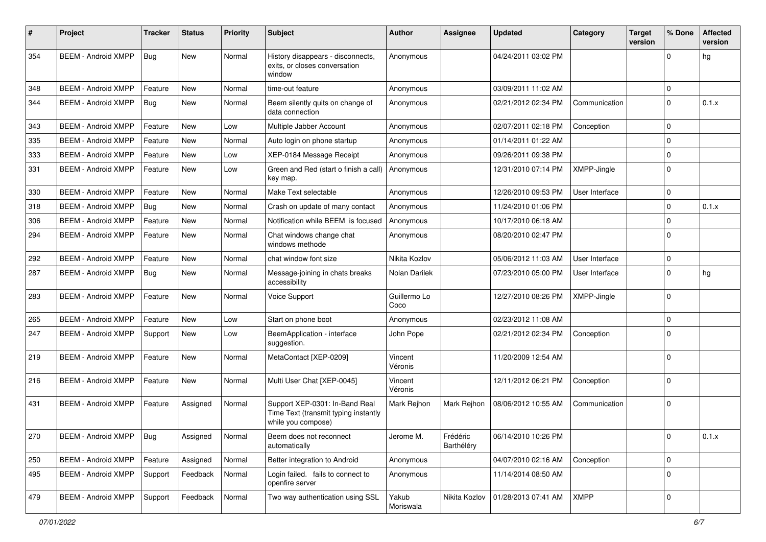| # | Project | Tracker | Status | Priority | Subject | Author | Assignee | Updated | Category | Target version | % Done | Affected version |
|---|---|---|---|---|---|---|---|---|---|---|---|---|
| 354 | BEEM - Android XMPP | Bug | New | Normal | History disappears - disconnects, exits, or closes conversation window | Anonymous | | 04/24/2011 03:02 PM | | | 0 | hg |
| 348 | BEEM - Android XMPP | Feature | New | Normal | time-out feature | Anonymous | | 03/09/2011 11:02 AM | | | 0 | |
| 344 | BEEM - Android XMPP | Bug | New | Normal | Beem silently quits on change of data connection | Anonymous | | 02/21/2012 02:34 PM | Communication | | 0 | 0.1.x |
| 343 | BEEM - Android XMPP | Feature | New | Low | Multiple Jabber Account | Anonymous | | 02/07/2011 02:18 PM | Conception | | 0 | |
| 335 | BEEM - Android XMPP | Feature | New | Normal | Auto login on phone startup | Anonymous | | 01/14/2011 01:22 AM | | | 0 | |
| 333 | BEEM - Android XMPP | Feature | New | Low | XEP-0184 Message Receipt | Anonymous | | 09/26/2011 09:38 PM | | | 0 | |
| 331 | BEEM - Android XMPP | Feature | New | Low | Green and Red (start o finish a call) key map. | Anonymous | | 12/31/2010 07:14 PM | XMPP-Jingle | | 0 | |
| 330 | BEEM - Android XMPP | Feature | New | Normal | Make Text selectable | Anonymous | | 12/26/2010 09:53 PM | User Interface | | 0 | |
| 318 | BEEM - Android XMPP | Bug | New | Normal | Crash on update of many contact | Anonymous | | 11/24/2010 01:06 PM | | | 0 | 0.1.x |
| 306 | BEEM - Android XMPP | Feature | New | Normal | Notification while BEEM is focused | Anonymous | | 10/17/2010 06:18 AM | | | 0 | |
| 294 | BEEM - Android XMPP | Feature | New | Normal | Chat windows change chat windows methode | Anonymous | | 08/20/2010 02:47 PM | | | 0 | |
| 292 | BEEM - Android XMPP | Feature | New | Normal | chat window font size | Nikita Kozlov | | 05/06/2012 11:03 AM | User Interface | | 0 | |
| 287 | BEEM - Android XMPP | Bug | New | Normal | Message-joining in chats breaks accessibility | Nolan Darilek | | 07/23/2010 05:00 PM | User Interface | | 0 | hg |
| 283 | BEEM - Android XMPP | Feature | New | Normal | Voice Support | Guillermo Lo Coco | | 12/27/2010 08:26 PM | XMPP-Jingle | | 0 | |
| 265 | BEEM - Android XMPP | Feature | New | Low | Start on phone boot | Anonymous | | 02/23/2012 11:08 AM | | | 0 | |
| 247 | BEEM - Android XMPP | Support | New | Low | BeemApplication - interface suggestion. | John Pope | | 02/21/2012 02:34 PM | Conception | | 0 | |
| 219 | BEEM - Android XMPP | Feature | New | Normal | MetaContact [XEP-0209] | Vincent Véronis | | 11/20/2009 12:54 AM | | | 0 | |
| 216 | BEEM - Android XMPP | Feature | New | Normal | Multi User Chat [XEP-0045] | Vincent Véronis | | 12/11/2012 06:21 PM | Conception | | 0 | |
| 431 | BEEM - Android XMPP | Feature | Assigned | Normal | Support XEP-0301: In-Band Real Time Text (transmit typing instantly while you compose) | Mark Rejhon | Mark Rejhon | 08/06/2012 10:55 AM | Communication | | 0 | |
| 270 | BEEM - Android XMPP | Bug | Assigned | Normal | Beem does not reconnect automatically | Jerome M. | Frédéric Barthéléry | 06/14/2010 10:26 PM | | | 0 | 0.1.x |
| 250 | BEEM - Android XMPP | Feature | Assigned | Normal | Better integration to Android | Anonymous | | 04/07/2010 02:16 AM | Conception | | 0 | |
| 495 | BEEM - Android XMPP | Support | Feedback | Normal | Login failed. fails to connect to openfire server | Anonymous | | 11/14/2014 08:50 AM | | | 0 | |
| 479 | BEEM - Android XMPP | Support | Feedback | Normal | Two way authentication using SSL | Yakub Moriswala | Nikita Kozlov | 01/28/2013 07:41 AM | XMPP | | 0 | |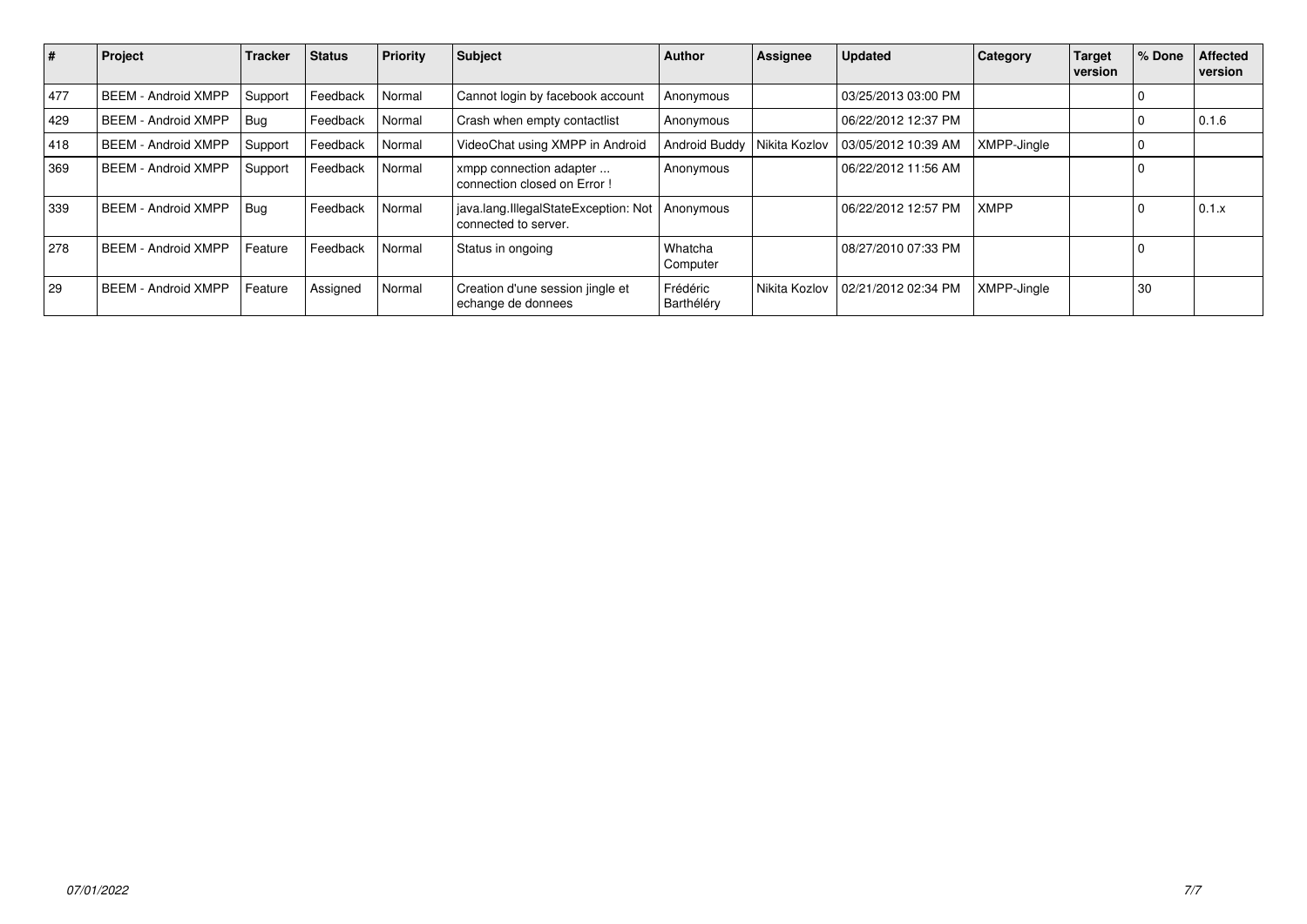| # | Project | Tracker | Status | Priority | Subject | Author | Assignee | Updated | Category | Target version | % Done | Affected version |
|---|---|---|---|---|---|---|---|---|---|---|---|---|
| 477 | BEEM - Android XMPP | Support | Feedback | Normal | Cannot login by facebook account | Anonymous | | 03/25/2013 03:00 PM | | | 0 | |
| 429 | BEEM - Android XMPP | Bug | Feedback | Normal | Crash when empty contactlist | Anonymous | | 06/22/2012 12:37 PM | | | 0 | 0.1.6 |
| 418 | BEEM - Android XMPP | Support | Feedback | Normal | VideoChat using XMPP in Android | Android Buddy | Nikita Kozlov | 03/05/2012 10:39 AM | XMPP-Jingle | | 0 | |
| 369 | BEEM - Android XMPP | Support | Feedback | Normal | xmpp connection adapter ... connection closed on Error ! | Anonymous | | 06/22/2012 11:56 AM | | | 0 | |
| 339 | BEEM - Android XMPP | Bug | Feedback | Normal | java.lang.IllegalStateException: Not connected to server. | Anonymous | | 06/22/2012 12:57 PM | XMPP | | 0 | 0.1.x |
| 278 | BEEM - Android XMPP | Feature | Feedback | Normal | Status in ongoing | Whatcha Computer | | 08/27/2010 07:33 PM | | | 0 | |
| 29 | BEEM - Android XMPP | Feature | Assigned | Normal | Creation d'une session jingle et echange de donnees | Frédéric Barthéléry | Nikita Kozlov | 02/21/2012 02:34 PM | XMPP-Jingle | | 30 | |

*07/01/2022*